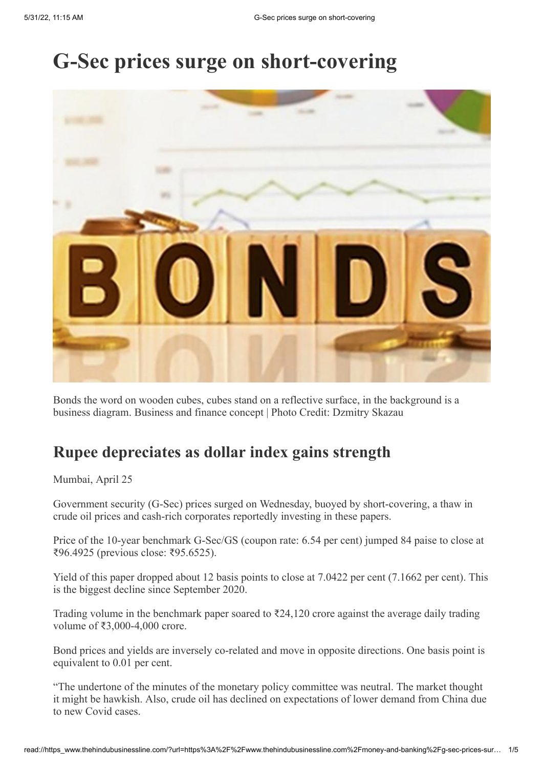# G-Sec prices surge on short-covering

Bonds the word on wooden cubes, cubes stand on a reflective surface, in the background is a business diagram. Business and finance concept | Photo Credit: Dzmitry Skazau

## Rupee depreciates as dollar index gains strength

Mumbai, April 25

Government security (G-Sec) prices surged on Wednesday, buoyed by short-covering, a thaw in crude oil prices and cash-rich corporates reportedly investing in these papers.

Price of the 10-year benchmark G-Sec/GS (coupon rate: 6.54 per cent) jumped 84 paise to close at ₹96.4925 (previous close: ₹95.6525).

Yield of this paper dropped about 12 basis points to close at 7.0422 per cent (7.1662 per cent). This is the biggest decline since September 2020.

Trading volume in the benchmark paper soared to ₹24,120 crore against the average daily trading volume of ₹3,000-4,000 crore.

Bond prices and yields are inversely co-related and move in opposite directions. One basis point is equivalent to 0.01 per cent.

"The undertone of the minutes of the monetary policy committee was neutral. The market thought it might be hawkish. Also, crude oil has declined on expectations of lower demand from China due to new Covid cases.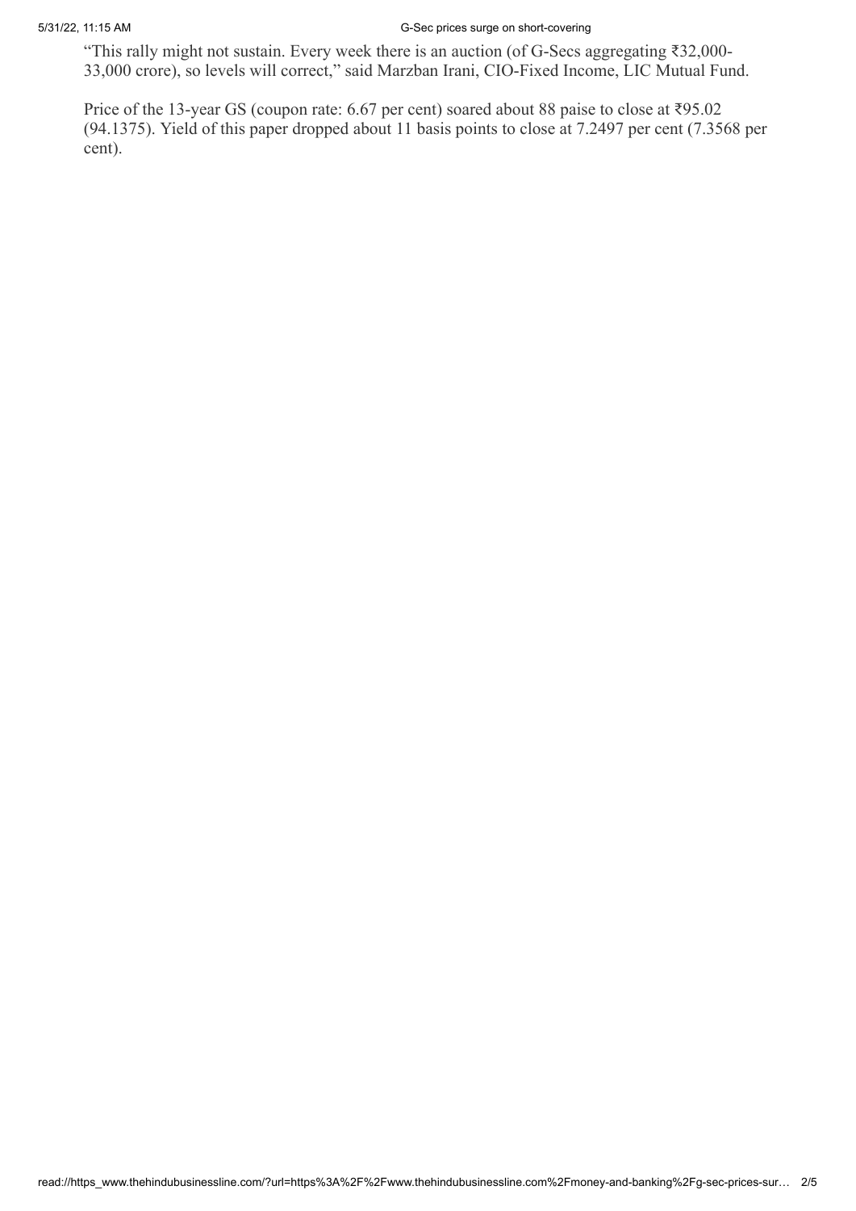"This rally might not sustain. Every week there is an auction (of G-Secs aggregating ₹32,000-33,000 crore), so levels will correct," said Marzban Irani, CIO-Fixed Income, LIC Mutual Fund.

Price of the 13-year GS (coupon rate: 6.67 per cent) soared about 88 paise to close at ₹95.02 (94.1375). Yield of this paper dropped about 11 basis points to close at 7.2497 per cent (7.3568 per cent).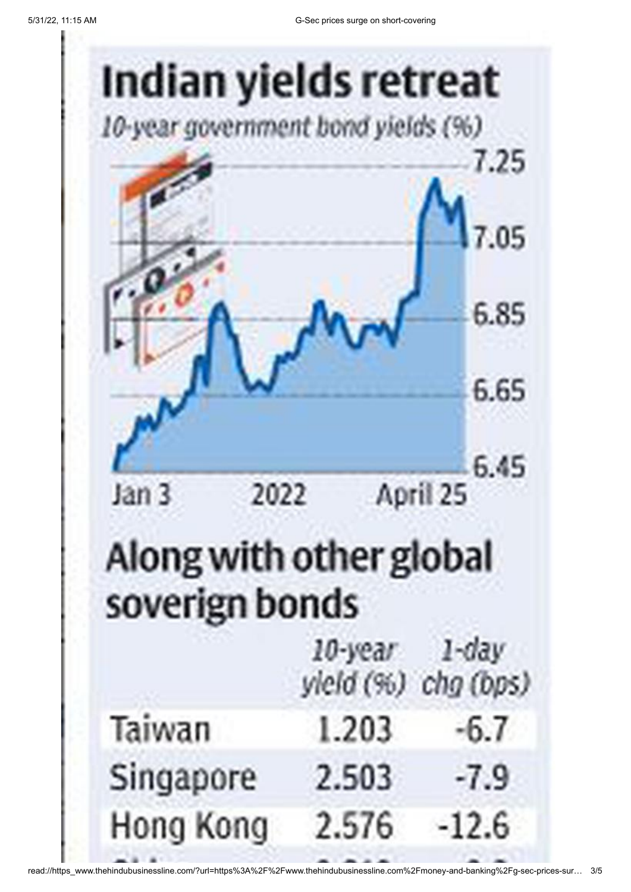# Indian yields retreat

*10-year government bond yields (%)*

7.25

7.05

6.85

6.65

6.45

Jan 3 2022 April 25

# Along with other global sovereign bonds

| | *10-year yield (%)* | *1-day chg (bps)* |
|---|---|---|
| Taiwan | 1.203 | -6.7 |
| Singapore | 2.503 | -7.9 |
| Hong Kong | 2.576 | -12.6 |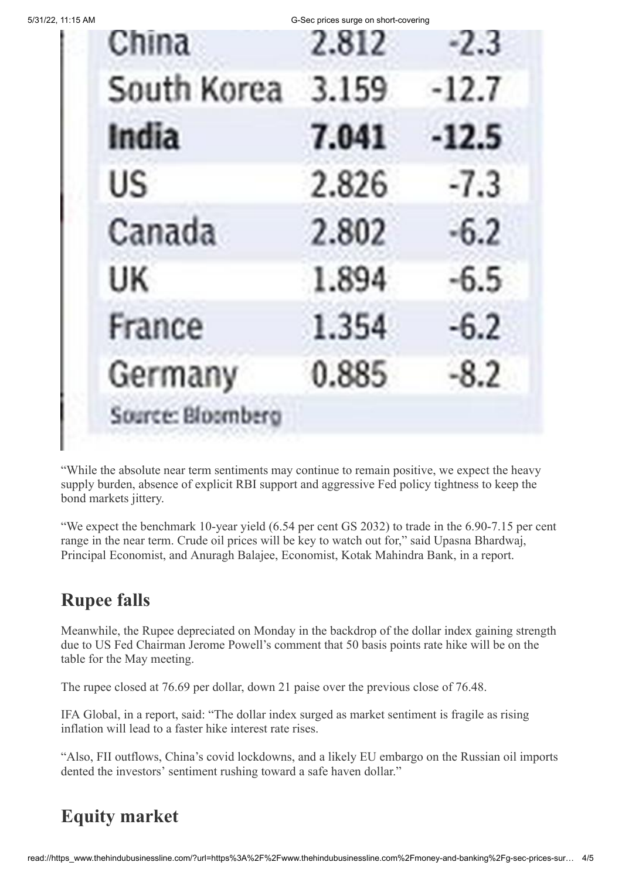| | | |
|---|---|---|
| China | 2.812 | -2.3 |
| South Korea | 3.159 | -12.7 |
| **India** | **7.041** | **-12.5** |
| US | 2.826 | -7.3 |
| Canada | 2.802 | -6.2 |
| UK | 1.894 | -6.5 |
| France | 1.354 | -6.2 |
| Germany | 0.885 | -8.2 |

Source: Bloomberg

"While the absolute near term sentiments may continue to remain positive, we expect the heavy supply burden, absence of explicit RBI support and aggressive Fed policy tightness to keep the bond markets jittery.

"We expect the benchmark 10-year yield (6.54 per cent GS 2032) to trade in the 6.90-7.15 per cent range in the near term. Crude oil prices will be key to watch out for," said Upasna Bhardwaj, Principal Economist, and Anuragh Balajee, Economist, Kotak Mahindra Bank, in a report.

## Rupee falls

Meanwhile, the Rupee depreciated on Monday in the backdrop of the dollar index gaining strength due to US Fed Chairman Jerome Powell's comment that 50 basis points rate hike will be on the table for the May meeting.

The rupee closed at 76.69 per dollar, down 21 paise over the previous close of 76.48.

IFA Global, in a report, said: "The dollar index surged as market sentiment is fragile as rising inflation will lead to a faster hike interest rate rises.

"Also, FII outflows, China's covid lockdowns, and a likely EU embargo on the Russian oil imports dented the investors' sentiment rushing toward a safe haven dollar."

## Equity market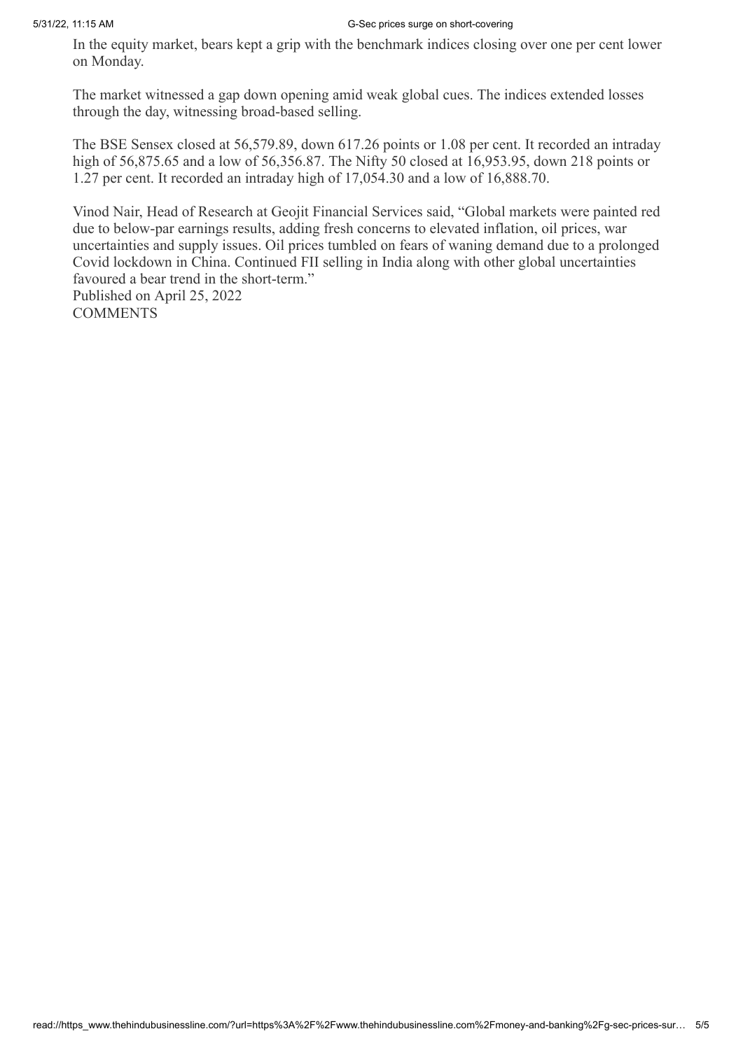In the equity market, bears kept a grip with the benchmark indices closing over one per cent lower on Monday.

The market witnessed a gap down opening amid weak global cues. The indices extended losses through the day, witnessing broad-based selling.

The BSE Sensex closed at 56,579.89, down 617.26 points or 1.08 per cent. It recorded an intraday high of 56,875.65 and a low of 56,356.87. The Nifty 50 closed at 16,953.95, down 218 points or 1.27 per cent. It recorded an intraday high of 17,054.30 and a low of 16,888.70.

Vinod Nair, Head of Research at Geojit Financial Services said, "Global markets were painted red due to below-par earnings results, adding fresh concerns to elevated inflation, oil prices, war uncertainties and supply issues. Oil prices tumbled on fears of waning demand due to a prolonged Covid lockdown in China. Continued FII selling in India along with other global uncertainties favoured a bear trend in the short-term."

Published on April 25, 2022

COMMENTS